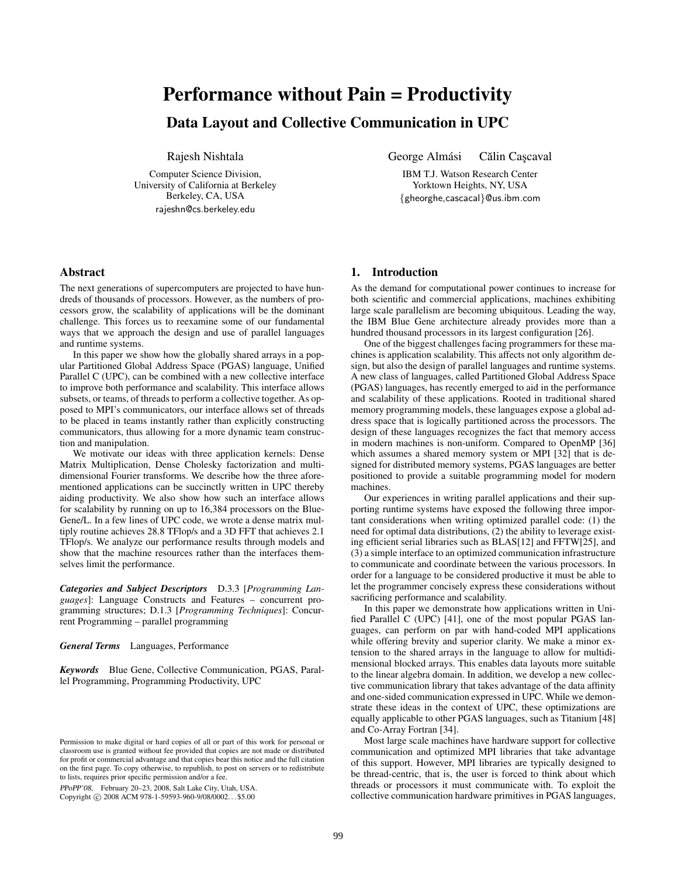# Performance without Pain = Productivity

## Data Layout and Collective Communication in UPC

Rajesh Nishtala

Computer Science Division,
University of California at Berkeley
Berkeley, CA, USA
rajeshn@cs.berkeley.edu

George Almási    Călin Caşcaval

IBM T.J. Watson Research Center
Yorktown Heights, NY, USA
{gheorghe,cascacal}@us.ibm.com

## Abstract

The next generations of supercomputers are projected to have hundreds of thousands of processors. However, as the numbers of processors grow, the scalability of applications will be the dominant challenge. This forces us to reexamine some of our fundamental ways that we approach the design and use of parallel languages and runtime systems.

In this paper we show how the globally shared arrays in a popular Partitioned Global Address Space (PGAS) language, Unified Parallel C (UPC), can be combined with a new collective interface to improve both performance and scalability. This interface allows subsets, or teams, of threads to perform a collective together. As opposed to MPI's communicators, our interface allows set of threads to be placed in teams instantly rather than explicitly constructing communicators, thus allowing for a more dynamic team construction and manipulation.

We motivate our ideas with three application kernels: Dense Matrix Multiplication, Dense Cholesky factorization and multidimensional Fourier transforms. We describe how the three aforementioned applications can be succinctly written in UPC thereby aiding productivity. We also show how such an interface allows for scalability by running on up to 16,384 processors on the BlueGene/L. In a few lines of UPC code, we wrote a dense matrix multiply routine achieves 28.8 TFlop/s and a 3D FFT that achieves 2.1 TFlop/s. We analyze our performance results through models and show that the machine resources rather than the interfaces themselves limit the performance.

***Categories and Subject Descriptors*** D.3.3 [*Programming Languages*]: Language Constructs and Features – concurrent programming structures; D.1.3 [*Programming Techniques*]: Concurrent Programming – parallel programming

***General Terms*** Languages, Performance

***Keywords*** Blue Gene, Collective Communication, PGAS, Parallel Programming, Programming Productivity, UPC

Permission to make digital or hard copies of all or part of this work for personal or classroom use is granted without fee provided that copies are not made or distributed for profit or commercial advantage and that copies bear this notice and the full citation on the first page. To copy otherwise, to republish, to post on servers or to redistribute to lists, requires prior specific permission and/or a fee.

*PPoPP'08,* February 20–23, 2008, Salt Lake City, Utah, USA.
Copyright © 2008 ACM 978-1-59593-960-9/08/0002. . . $5.00

## 1. Introduction

As the demand for computational power continues to increase for both scientific and commercial applications, machines exhibiting large scale parallelism are becoming ubiquitous. Leading the way, the IBM Blue Gene architecture already provides more than a hundred thousand processors in its largest configuration [26].

One of the biggest challenges facing programmers for these machines is application scalability. This affects not only algorithm design, but also the design of parallel languages and runtime systems. A new class of languages, called Partitioned Global Address Space (PGAS) languages, has recently emerged to aid in the performance and scalability of these applications. Rooted in traditional shared memory programming models, these languages expose a global address space that is logically partitioned across the processors. The design of these languages recognizes the fact that memory access in modern machines is non-uniform. Compared to OpenMP [36] which assumes a shared memory system or MPI [32] that is designed for distributed memory systems, PGAS languages are better positioned to provide a suitable programming model for modern machines.

Our experiences in writing parallel applications and their supporting runtime systems have exposed the following three important considerations when writing optimized parallel code: (1) the need for optimal data distributions, (2) the ability to leverage existing efficient serial libraries such as BLAS[12] and FFTW[25], and (3) a simple interface to an optimized communication infrastructure to communicate and coordinate between the various processors. In order for a language to be considered productive it must be able to let the programmer concisely express these considerations without sacrificing performance and scalability.

In this paper we demonstrate how applications written in Unified Parallel C (UPC) [41], one of the most popular PGAS languages, can perform on par with hand-coded MPI applications while offering brevity and superior clarity. We make a minor extension to the shared arrays in the language to allow for multidimensional blocked arrays. This enables data layouts more suitable to the linear algebra domain. In addition, we develop a new collective communication library that takes advantage of the data affinity and one-sided communication expressed in UPC. While we demonstrate these ideas in the context of UPC, these optimizations are equally applicable to other PGAS languages, such as Titanium [48] and Co-Array Fortran [34].

Most large scale machines have hardware support for collective communication and optimized MPI libraries that take advantage of this support. However, MPI libraries are typically designed to be thread-centric, that is, the user is forced to think about which threads or processors it must communicate with. To exploit the collective communication hardware primitives in PGAS languages,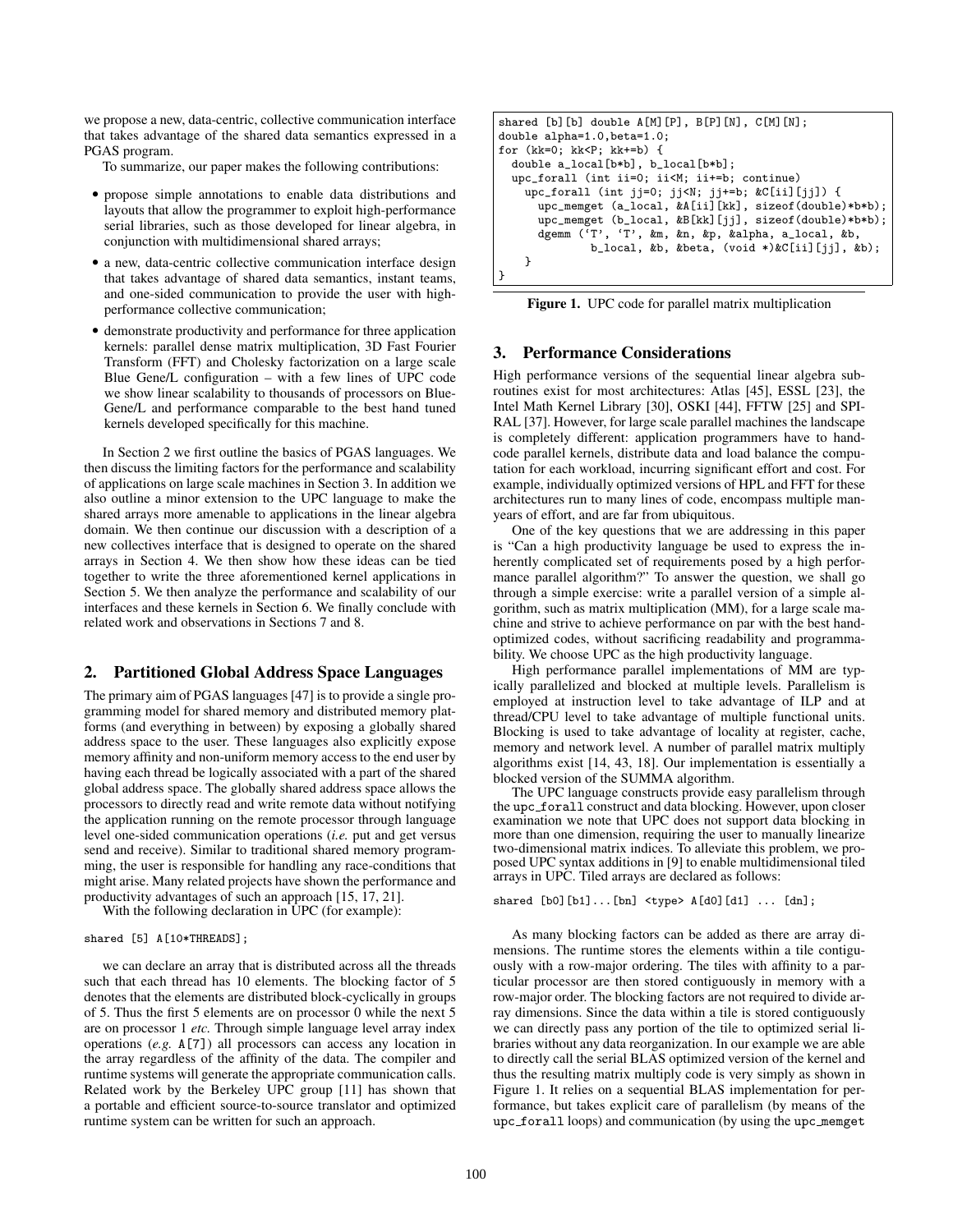we propose a new, data-centric, collective communication interface that takes advantage of the shared data semantics expressed in a PGAS program.

To summarize, our paper makes the following contributions:

- propose simple annotations to enable data distributions and layouts that allow the programmer to exploit high-performance serial libraries, such as those developed for linear algebra, in conjunction with multidimensional shared arrays;
- a new, data-centric collective communication interface design that takes advantage of shared data semantics, instant teams, and one-sided communication to provide the user with high-performance collective communication;
- demonstrate productivity and performance for three application kernels: parallel dense matrix multiplication, 3D Fast Fourier Transform (FFT) and Cholesky factorization on a large scale Blue Gene/L configuration – with a few lines of UPC code we show linear scalability to thousands of processors on Blue-Gene/L and performance comparable to the best hand tuned kernels developed specifically for this machine.

In Section 2 we first outline the basics of PGAS languages. We then discuss the limiting factors for the performance and scalability of applications on large scale machines in Section 3. In addition we also outline a minor extension to the UPC language to make the shared arrays more amenable to applications in the linear algebra domain. We then continue our discussion with a description of a new collectives interface that is designed to operate on the shared arrays in Section 4. We then show how these ideas can be tied together to write the three aforementioned kernel applications in Section 5. We then analyze the performance and scalability of our interfaces and these kernels in Section 6. We finally conclude with related work and observations in Sections 7 and 8.

## 2. Partitioned Global Address Space Languages

The primary aim of PGAS languages [47] is to provide a single programming model for shared memory and distributed memory platforms (and everything in between) by exposing a globally shared address space to the user. These languages also explicitly expose memory affinity and non-uniform memory access to the end user by having each thread be logically associated with a part of the shared global address space. The globally shared address space allows the processors to directly read and write remote data without notifying the application running on the remote processor through language level one-sided communication operations (*i.e.* put and get versus send and receive). Similar to traditional shared memory programming, the user is responsible for handling any race-conditions that might arise. Many related projects have shown the performance and productivity advantages of such an approach [15, 17, 21].

With the following declaration in UPC (for example):

```
shared [5] A[10*THREADS];
```

we can declare an array that is distributed across all the threads such that each thread has 10 elements. The blocking factor of 5 denotes that the elements are distributed block-cyclically in groups of 5. Thus the first 5 elements are on processor 0 while the next 5 are on processor 1 *etc.* Through simple language level array index operations (*e.g.* A[7]) all processors can access any location in the array regardless of the affinity of the data. The compiler and runtime systems will generate the appropriate communication calls. Related work by the Berkeley UPC group [11] has shown that a portable and efficient source-to-source translator and optimized runtime system can be written for such an approach.

```
shared [b][b] double A[M][P], B[P][N], C[M][N];
double alpha=1.0,beta=1.0;
for (kk=0; kk<P; kk+=b) {
  double a_local[b*b], b_local[b*b];
  upc_forall (int ii=0; ii<M; ii+=b; continue)
    upc_forall (int jj=0; jj<N; jj+=b; &C[ii][jj]) {
      upc_memget (a_local, &A[ii][kk], sizeof(double)*b*b);
      upc_memget (b_local, &B[kk][jj], sizeof(double)*b*b);
      dgemm ('T', 'T', &m, &n, &p, &alpha, a_local, &b,
             b_local, &b, &beta, (void *)&C[ii][jj], &b);
    }
}
```

**Figure 1.** UPC code for parallel matrix multiplication

## 3. Performance Considerations

High performance versions of the sequential linear algebra subroutines exist for most architectures: Atlas [45], ESSL [23], the Intel Math Kernel Library [30], OSKI [44], FFTW [25] and SPIRAL [37]. However, for large scale parallel machines the landscape is completely different: application programmers have to hand-code parallel kernels, distribute data and load balance the computation for each workload, incurring significant effort and cost. For example, individually optimized versions of HPL and FFT for these architectures run to many lines of code, encompass multiple man-years of effort, and are far from ubiquitous.

One of the key questions that we are addressing in this paper is "Can a high productivity language be used to express the inherently complicated set of requirements posed by a high performance parallel algorithm?" To answer the question, we shall go through a simple exercise: write a parallel version of a simple algorithm, such as matrix multiplication (MM), for a large scale machine and strive to achieve performance on par with the best hand-optimized codes, without sacrificing readability and programmability. We choose UPC as the high productivity language.

High performance parallel implementations of MM are typically parallelized and blocked at multiple levels. Parallelism is employed at instruction level to take advantage of ILP and at thread/CPU level to take advantage of multiple functional units. Blocking is used to take advantage of locality at register, cache, memory and network level. A number of parallel matrix multiply algorithms exist [14, 43, 18]. Our implementation is essentially a blocked version of the SUMMA algorithm.

The UPC language constructs provide easy parallelism through the upc_forall construct and data blocking. However, upon closer examination we note that UPC does not support data blocking in more than one dimension, requiring the user to manually linearize two-dimensional matrix indices. To alleviate this problem, we proposed UPC syntax additions in [9] to enable multidimensional tiled arrays in UPC. Tiled arrays are declared as follows:

```
shared [b0][b1]...[bn] <type> A[d0][d1] ... [dn];
```

As many blocking factors can be added as there are array dimensions. The runtime stores the elements within a tile contiguously with a row-major ordering. The tiles with affinity to a particular processor are then stored contiguously in memory with a row-major order. The blocking factors are not required to divide array dimensions. Since the data within a tile is stored contiguously we can directly pass any portion of the tile to optimized serial libraries without any data reorganization. In our example we are able to directly call the serial BLAS optimized version of the kernel and thus the resulting matrix multiply code is very simply as shown in Figure 1. It relies on a sequential BLAS implementation for performance, but takes explicit care of parallelism (by means of the upc_forall loops) and communication (by using the upc_memget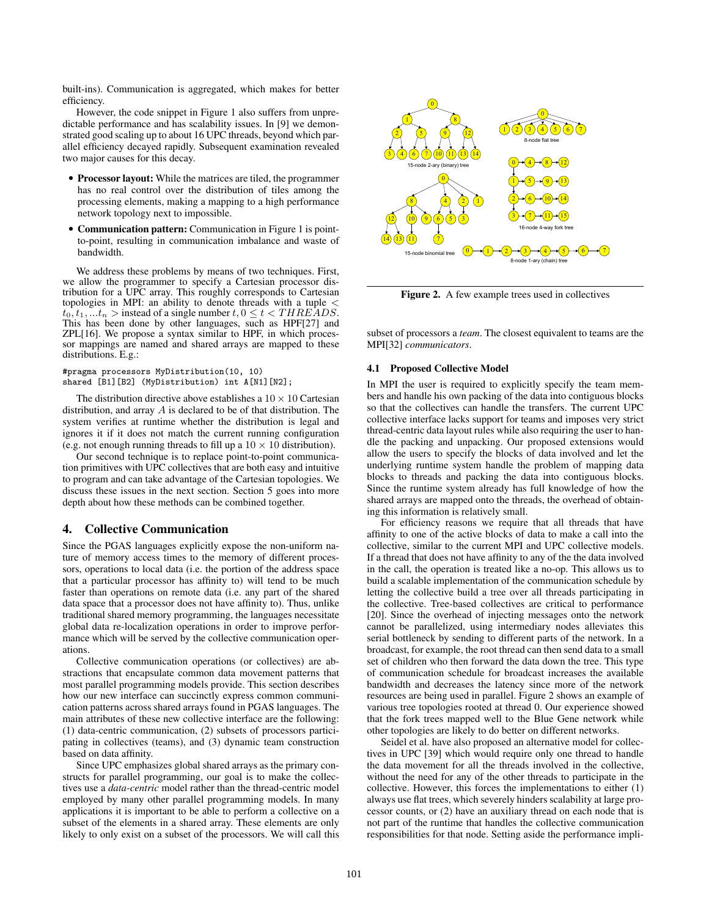built-ins). Communication is aggregated, which makes for better efficiency.

However, the code snippet in Figure 1 also suffers from unpredictable performance and has scalability issues. In [9] we demonstrated good scaling up to about 16 UPC threads, beyond which parallel efficiency decayed rapidly. Subsequent examination revealed two major causes for this decay.

- **Processor layout:** While the matrices are tiled, the programmer has no real control over the distribution of tiles among the processing elements, making a mapping to a high performance network topology next to impossible.
- **Communication pattern:** Communication in Figure 1 is point-to-point, resulting in communication imbalance and waste of bandwidth.

We address these problems by means of two techniques. First, we allow the programmer to specify a Cartesian processor distribution for a UPC array. This roughly corresponds to Cartesian topologies in MPI: an ability to denote threads with a tuple $< t_0, t_1, ...t_n >$ instead of a single number $t, 0 \leq t < THREADS$. This has been done by other languages, such as HPF[27] and ZPL[16]. We propose a syntax similar to HPF, in which processor mappings are named and shared arrays are mapped to these distributions. E.g.:

```
#pragma processors MyDistribution(10, 10)
shared [B1][B2] (MyDistribution) int A[N1][N2];
```

The distribution directive above establishes a $10 \times 10$ Cartesian distribution, and array $A$ is declared to be of that distribution. The system verifies at runtime whether the distribution is legal and ignores it if it does not match the current running configuration (e.g. not enough running threads to fill up a $10 \times 10$ distribution).

Our second technique is to replace point-to-point communication primitives with UPC collectives that are both easy and intuitive to program and can take advantage of the Cartesian topologies. We discuss these issues in the next section. Section 5 goes into more depth about how these methods can be combined together.

## 4. Collective Communication

Since the PGAS languages explicitly expose the non-uniform nature of memory access times to the memory of different processors, operations to local data (i.e. the portion of the address space that a particular processor has affinity to) will tend to be much faster than operations on remote data (i.e. any part of the shared data space that a processor does not have affinity to). Thus, unlike traditional shared memory programming, the languages necessitate global data re-localization operations in order to improve performance which will be served by the collective communication operations.

Collective communication operations (or collectives) are abstractions that encapsulate common data movement patterns that most parallel programming models provide. This section describes how our new interface can succinctly express common communication patterns across shared arrays found in PGAS languages. The main attributes of these new collective interface are the following: (1) data-centric communication, (2) subsets of processors participating in collectives (teams), and (3) dynamic team construction based on data affinity.

Since UPC emphasizes global shared arrays as the primary constructs for parallel programming, our goal is to make the collectives use a *data-centric* model rather than the thread-centric model employed by many other parallel programming models. In many applications it is important to be able to perform a collective on a subset of the elements in a shared array. These elements are only likely to only exist on a subset of the processors. We will call this subset of processors a *team*. The closest equivalent to teams are the MPI[32] *communicators*.

15-node 2-ary (binary) tree

8-node flat tree

16-node 4-way fork tree

15-node binomial tree

8-node 1-ary (chain) tree

**Figure 2.** A few example trees used in collectives

### 4.1 Proposed Collective Model

In MPI the user is required to explicitly specify the team members and handle his own packing of the data into contiguous blocks so that the collectives can handle the transfers. The current UPC collective interface lacks support for teams and imposes very strict thread-centric data layout rules while also requiring the user to handle the packing and unpacking. Our proposed extensions would allow the users to specify the blocks of data involved and let the underlying runtime system handle the problem of mapping data blocks to threads and packing the data into contiguous blocks. Since the runtime system already has full knowledge of how the shared arrays are mapped onto the threads, the overhead of obtaining this information is relatively small.

For efficiency reasons we require that all threads that have affinity to one of the active blocks of data to make a call into the collective, similar to the current MPI and UPC collective models. If a thread that does not have affinity to any of the the data involved in the call, the operation is treated like a no-op. This allows us to build a scalable implementation of the communication schedule by letting the collective build a tree over all threads participating in the collective. Tree-based collectives are critical to performance [20]. Since the overhead of injecting messages onto the network cannot be parallelized, using intermediary nodes alleviates this serial bottleneck by sending to different parts of the network. In a broadcast, for example, the root thread can then send data to a small set of children who then forward the data down the tree. This type of communication schedule for broadcast increases the available bandwidth and decreases the latency since more of the network resources are being used in parallel. Figure 2 shows an example of various tree topologies rooted at thread 0. Our experience showed that the fork trees mapped well to the Blue Gene network while other topologies are likely to do better on different networks.

Seidel et al. have also proposed an alternative model for collectives in UPC [39] which would require only one thread to handle the data movement for all the threads involved in the collective, without the need for any of the other threads to participate in the collective. However, this forces the implementations to either (1) always use flat trees, which severely hinders scalability at large processor counts, or (2) have an auxiliary thread on each node that is not part of the runtime that handles the collective communication responsibilities for that node. Setting aside the performance impli-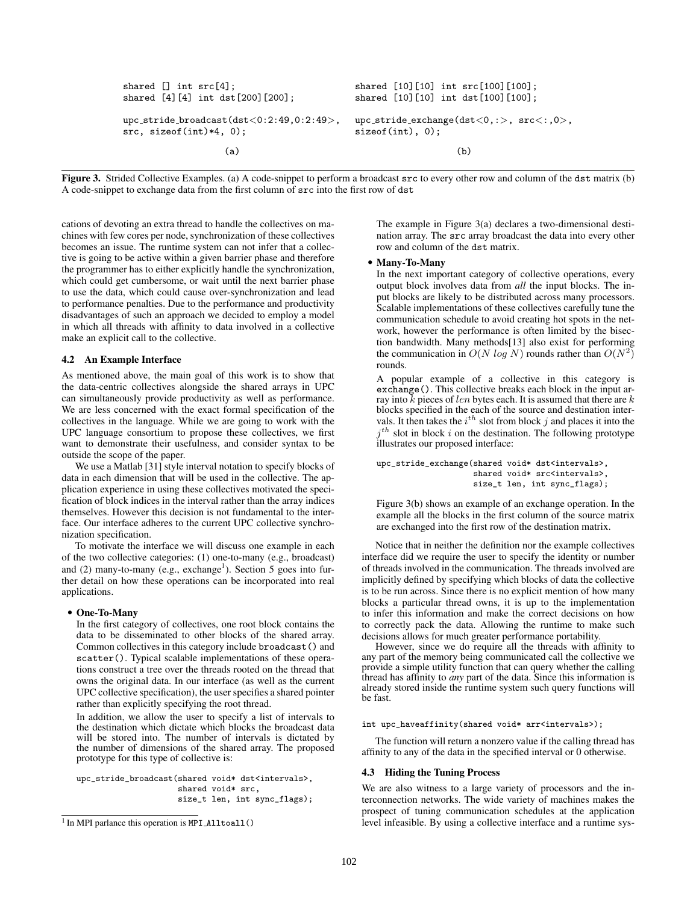```
shared [] int src[4];
shared [4][4] int dst[200][200];

upc_stride_broadcast(dst<0:2:49,0:2:49>,
src, sizeof(int)*4, 0);
```

(a)

```
shared [10][10] int src[100][100];
shared [10][10] int dst[100][100];

upc_stride_exchange(dst<0,:>, src<:,0>,
sizeof(int), 0);
```

(b)

**Figure 3.** Strided Collective Examples. (a) A code-snippet to perform a broadcast `src` to every other row and column of the `dst` matrix (b) A code-snippet to exchange data from the first column of `src` into the first row of `dst`

cations of devoting an extra thread to handle the collectives on machines with few cores per node, synchronization of these collectives becomes an issue. The runtime system can not infer that a collective is going to be active within a given barrier phase and therefore the programmer has to either explicitly handle the synchronization, which could get cumbersome, or wait until the next barrier phase to use the data, which could cause over-synchronization and lead to performance penalties. Due to the performance and productivity disadvantages of such an approach we decided to employ a model in which all threads with affinity to data involved in a collective make an explicit call to the collective.

### 4.2 An Example Interface

As mentioned above, the main goal of this work is to show that the data-centric collectives alongside the shared arrays in UPC can simultaneously provide productivity as well as performance. We are less concerned with the exact formal specification of the collectives in the language. While we are going to work with the UPC language consortium to propose these collectives, we first want to demonstrate their usefulness, and consider syntax to be outside the scope of the paper.

We use a Matlab [31] style interval notation to specify blocks of data in each dimension that will be used in the collective. The application experience in using these collectives motivated the specification of block indices in the interval rather than the array indices themselves. However this decision is not fundamental to the interface. Our interface adheres to the current UPC collective synchronization specification.

To motivate the interface we will discuss one example in each of the two collective categories: (1) one-to-many (e.g., broadcast) and (2) many-to-many (e.g., exchange[1]). Section 5 goes into further detail on how these operations can be incorporated into real applications.

- **One-To-Many**

  In the first category of collectives, one root block contains the data to be disseminated to other blocks of the shared array. Common collectives in this category include `broadcast()` and `scatter()`. Typical scalable implementations of these operations construct a tree over the threads rooted on the thread that owns the original data. In our interface (as well as the current UPC collective specification), the user specifies a shared pointer rather than explicitly specifying the root thread.

  In addition, we allow the user to specify a list of intervals to the destination which dictate which blocks the broadcast data will be stored into. The number of intervals is dictated by the number of dimensions of the shared array. The proposed prototype for this type of collective is:

```
upc_stride_broadcast(shared void* dst<intervals>,
                     shared void* src,
                     size_t len, int sync_flags);
```

  The example in Figure 3(a) declares a two-dimensional destination array. The `src` array broadcast the data into every other row and column of the `dst` matrix.

- **Many-To-Many**

  In the next important category of collective operations, every output block involves data from *all* the input blocks. The input blocks are likely to be distributed across many processors. Scalable implementations of these collectives carefully tune the communication schedule to avoid creating hot spots in the network, however the performance is often limited by the bisection bandwidth. Many methods[13] also exist for performing the communication in $O(N \log N)$ rounds rather than $O(N^2)$ rounds.

  A popular example of a collective in this category is `exchange()`. This collective breaks each block in the input array into $k$ pieces of $len$ bytes each. It is assumed that there are $k$ blocks specified in the each of the source and destination intervals. It then takes the $i^{th}$ slot from block $j$ and places it into the $j^{th}$ slot in block $i$ on the destination. The following prototype illustrates our proposed interface:

```
upc_stride_exchange(shared void* dst<intervals>,
                    shared void* src<intervals>,
                    size_t len, int sync_flags);
```

  Figure 3(b) shows an example of an exchange operation. In the example all the blocks in the first column of the source matrix are exchanged into the first row of the destination matrix.

Notice that in neither the definition nor the example collectives interface did we require the user to specify the identity or number of threads involved in the communication. The threads involved are implicitly defined by specifying which blocks of data the collective is to be run across. Since there is no explicit mention of how many blocks a particular thread owns, it is up to the implementation to infer this information and make the correct decisions on how to correctly pack the data. Allowing the runtime to make such decisions allows for much greater performance portability.

However, since we do require all the threads with affinity to any part of the memory being communicated call the collective we provide a simple utility function that can query whether the calling thread has affinity to *any* part of the data. Since this information is already stored inside the runtime system such query functions will be fast.

```
int upc_haveaffinity(shared void* arr<intervals>);
```

The function will return a nonzero value if the calling thread has affinity to any of the data in the specified interval or 0 otherwise.

### 4.3 Hiding the Tuning Process

We are also witness to a large variety of processors and the interconnection networks. The wide variety of machines makes the prospect of tuning communication schedules at the application level infeasible. By using a collective interface and a runtime sys-

[1] In MPI parlance this operation is `MPI_Alltoall()`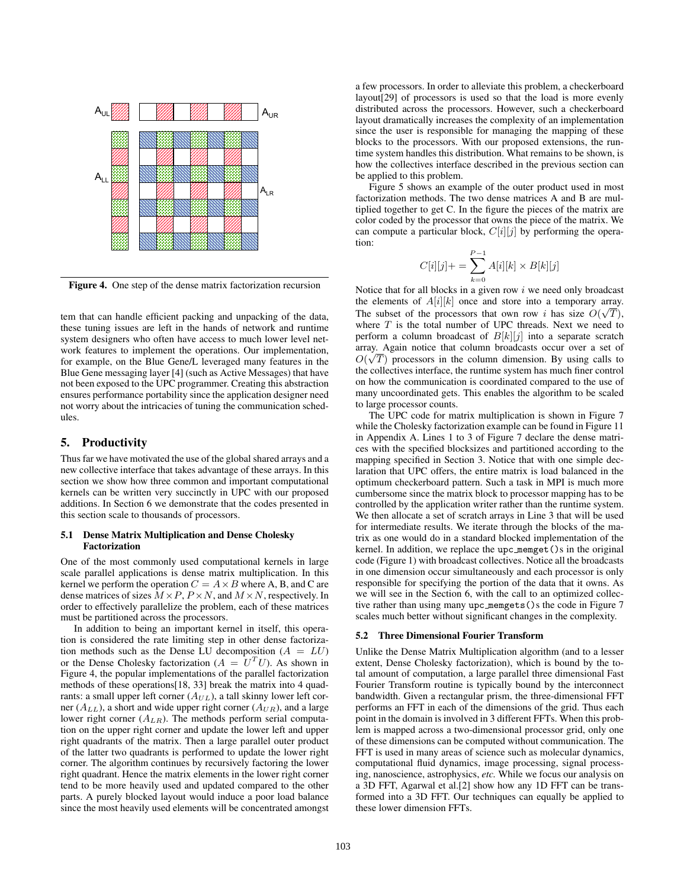Figure 4. One step of the dense matrix factorization recursion

tem that can handle efficient packing and unpacking of the data, these tuning issues are left in the hands of network and runtime system designers who often have access to much lower level network features to implement the operations. Our implementation, for example, on the Blue Gene/L leveraged many features in the Blue Gene messaging layer [4] (such as Active Messages) that have not been exposed to the UPC programmer. Creating this abstraction ensures performance portability since the application designer need not worry about the intricacies of tuning the communication schedules.

## 5. Productivity

Thus far we have motivated the use of the global shared arrays and a new collective interface that takes advantage of these arrays. In this section we show how three common and important computational kernels can be written very succinctly in UPC with our proposed additions. In Section 6 we demonstrate that the codes presented in this section scale to thousands of processors.

### 5.1 Dense Matrix Multiplication and Dense Cholesky Factorization

One of the most commonly used computational kernels in large scale parallel applications is dense matrix multiplication. In this kernel we perform the operation $C = A \times B$ where A, B, and C are dense matrices of sizes $M \times P$, $P \times N$, and $M \times N$, respectively. In order to effectively parallelize the problem, each of these matrices must be partitioned across the processors.

In addition to being an important kernel in itself, this operation is considered the rate limiting step in other dense factorization methods such as the Dense LU decomposition ($A = LU$) or the Dense Cholesky factorization ($A = U^T U$). As shown in Figure 4, the popular implementations of the parallel factorization methods of these operations[18, 33] break the matrix into 4 quadrants: a small upper left corner ($A_{UL}$), a tall skinny lower left corner ($A_{LL}$), a short and wide upper right corner ($A_{UR}$), and a large lower right corner ($A_{LR}$). The methods perform serial computation on the upper right corner and update the lower left and upper right quadrants of the matrix. Then a large parallel outer product of the latter two quadrants is performed to update the lower right corner. The algorithm continues by recursively factoring the lower right quadrant. Hence the matrix elements in the lower right corner tend to be more heavily used and updated compared to the other parts. A purely blocked layout would induce a poor load balance since the most heavily used elements will be concentrated amongst a few processors. In order to alleviate this problem, a checkerboard layout[29] of processors is used so that the load is more evenly distributed across the processors. However, such a checkerboard layout dramatically increases the complexity of an implementation since the user is responsible for managing the mapping of these blocks to the processors. With our proposed extensions, the runtime system handles this distribution. What remains to be shown, is how the collectives interface described in the previous section can be applied to this problem.

Figure 5 shows an example of the outer product used in most factorization methods. The two dense matrices A and B are multiplied together to get C. In the figure the pieces of the matrix are color coded by the processor that owns the piece of the matrix. We can compute a particular block, $C[i][j]$ by performing the operation:

$$C[i][j] += \sum_{k=0}^{P-1} A[i][k] \times B[k][j]$$

Notice that for all blocks in a given row $i$ we need only broadcast the elements of $A[i][k]$ once and store into a temporary array. The subset of the processors that own row $i$ has size $O(\sqrt{T})$, where $T$ is the total number of UPC threads. Next we need to perform a column broadcast of $B[k][j]$ into a separate scratch array. Again notice that column broadcasts occur over a set of $O(\sqrt{T})$ processors in the column dimension. By using calls to the collectives interface, the runtime system has much finer control on how the communication is coordinated compared to the use of many uncoordinated gets. This enables the algorithm to be scaled to large processor counts.

The UPC code for matrix multiplication is shown in Figure 7 while the Cholesky factorization example can be found in Figure 11 in Appendix A. Lines 1 to 3 of Figure 7 declare the dense matrices with the specified blocksizes and partitioned according to the mapping specified in Section 3. Notice that with one simple declaration that UPC offers, the entire matrix is load balanced in the optimum checkerboard pattern. Such a task in MPI is much more cumbersome since the matrix block to processor mapping has to be controlled by the application writer rather than the runtime system. We then allocate a set of scratch arrays in Line 3 that will be used for intermediate results. We iterate through the blocks of the matrix as one would do in a standard blocked implementation of the kernel. In addition, we replace the `upc_memget()`s in the original code (Figure 1) with broadcast collectives. Notice all the broadcasts in one dimension occur simultaneously and each processor is only responsible for specifying the portion of the data that it owns. As we will see in the Section 6, with the call to an optimized collective rather than using many `upc_memgets()`s the code in Figure 7 scales much better without significant changes in the complexity.

### 5.2 Three Dimensional Fourier Transform

Unlike the Dense Matrix Multiplication algorithm (and to a lesser extent, Dense Cholesky factorization), which is bound by the total amount of computation, a large parallel three dimensional Fast Fourier Transform routine is typically bound by the interconnect bandwidth. Given a rectangular prism, the three-dimensional FFT performs an FFT in each of the dimensions of the grid. Thus each point in the domain is involved in 3 different FFTs. When this problem is mapped across a two-dimensional processor grid, only one of these dimensions can be computed without communication. The FFT is used in many areas of science such as molecular dynamics, computational fluid dynamics, image processing, signal processing, nanoscience, astrophysics, *etc.* While we focus our analysis on a 3D FFT, Agarwal et al.[2] show how any 1D FFT can be transformed into a 3D FFT. Our techniques can equally be applied to these lower dimension FFTs.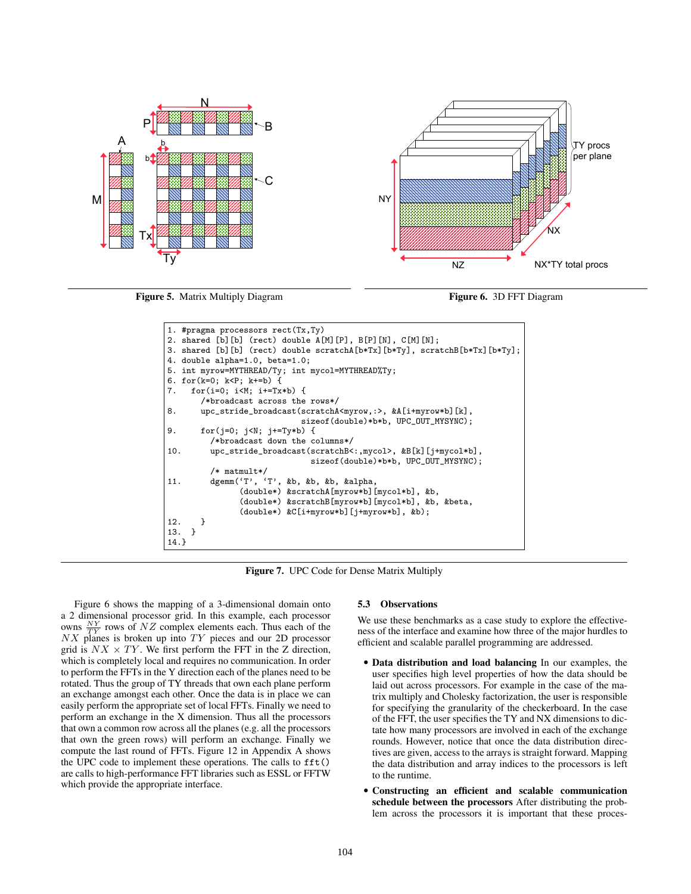Figure 5. Matrix Multiply Diagram

Figure 6. 3D FFT Diagram

```
1. #pragma processors rect(Tx,Ty)
2. shared [b][b] (rect) double A[M][P], B[P][N], C[M][N];
3. shared [b][b] (rect) double scratchA[b*Tx][b*Ty], scratchB[b*Tx][b*Ty];
4. double alpha=1.0, beta=1.0;
5. int myrow=MYTHREAD/Ty; int mycol=MYTHREAD%Ty;
6. for(k=0; k<P; k+=b) {
7.   for(i=0; i<M; i+=Tx*b) {
       /*broadcast across the rows*/
8.     upc_stride_broadcast(scratchA<myrow,:>, &A[i+myrow*b][k],
                            sizeof(double)*b*b, UPC_OUT_MYSYNC);
9.     for(j=0; j<N; j+=Ty*b) {
         /*broadcast down the columns*/
10.      upc_stride_broadcast(scratchB<:,mycol>, &B[k][j+mycol*b],
                              sizeof(double)*b*b, UPC_OUT_MYSYNC);
         /* matmult*/
11.      dgemm('T', 'T', &b, &b, &b, &alpha,
               (double*) &scratchA[myrow*b][mycol*b], &b,
               (double*) &scratchB[myrow*b][mycol*b], &b, &beta,
               (double*) &C[i+myrow*b][j+myrow*b], &b);
12.    }
13.  }
14.}
```

Figure 7. UPC Code for Dense Matrix Multiply

Figure 6 shows the mapping of a 3-dimensional domain onto a 2 dimensional processor grid. In this example, each processor owns $\frac{NY}{TY}$ rows of $NZ$ complex elements each. Thus each of the $NX$ planes is broken up into $TY$ pieces and our 2D processor grid is $NX \times TY$. We first perform the FFT in the Z direction, which is completely local and requires no communication. In order to perform the FFTs in the Y direction each of the planes need to be rotated. Thus the group of TY threads that own each plane perform an exchange amongst each other. Once the data is in place we can easily perform the appropriate set of local FFTs. Finally we need to perform an exchange in the X dimension. Thus all the processors that own a common row across all the planes (e.g. all the processors that own the green rows) will perform an exchange. Finally we compute the last round of FFTs. Figure 12 in Appendix A shows the UPC code to implement these operations. The calls to `fft()` are calls to high-performance FFT libraries such as ESSL or FFTW which provide the appropriate interface.

### 5.3 Observations

We use these benchmarks as a case study to explore the effectiveness of the interface and examine how three of the major hurdles to efficient and scalable parallel programming are addressed.

- **Data distribution and load balancing** In our examples, the user specifies high level properties of how the data should be laid out across processors. For example in the case of the matrix multiply and Cholesky factorization, the user is responsible for specifying the granularity of the checkerboard. In the case of the FFT, the user specifies the TY and NX dimensions to dictate how many processors are involved in each of the exchange rounds. However, notice that once the data distribution directives are given, access to the arrays is straight forward. Mapping the data distribution and array indices to the processors is left to the runtime.
- **Constructing an efficient and scalable communication schedule between the processors** After distributing the problem across the processors it is important that these proces-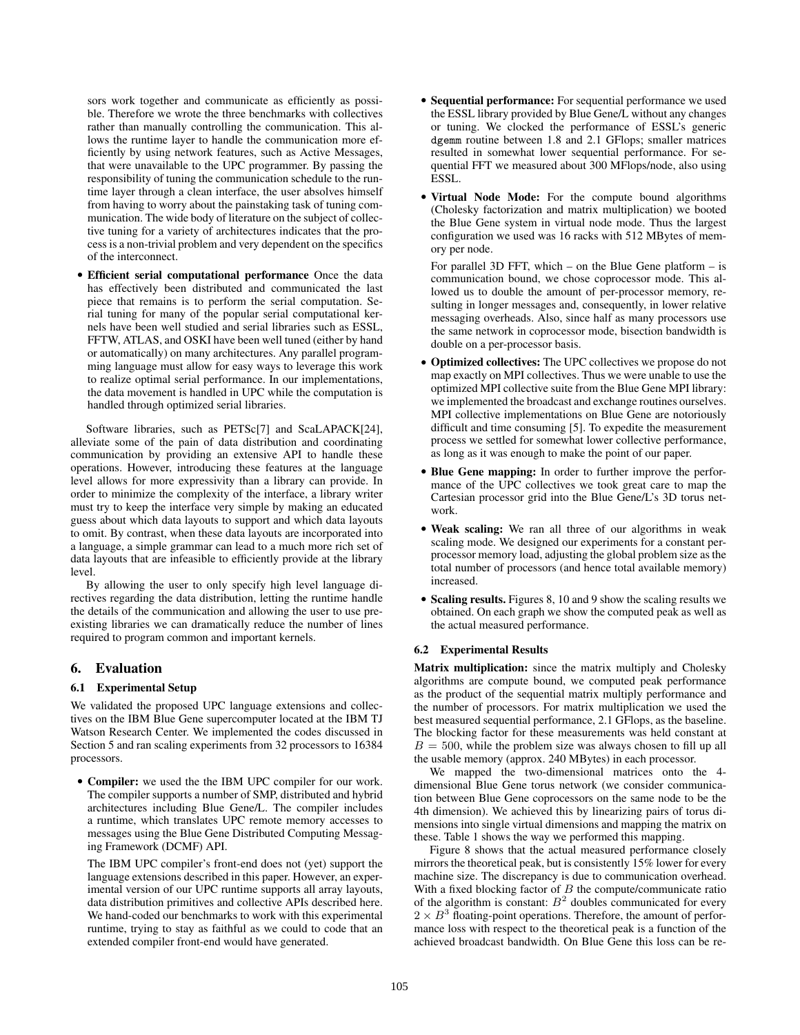sors work together and communicate as efficiently as possible. Therefore we wrote the three benchmarks with collectives rather than manually controlling the communication. This allows the runtime layer to handle the communication more efficiently by using network features, such as Active Messages, that were unavailable to the UPC programmer. By passing the responsibility of tuning the communication schedule to the runtime layer through a clean interface, the user absolves himself from having to worry about the painstaking task of tuning communication. The wide body of literature on the subject of collective tuning for a variety of architectures indicates that the process is a non-trivial problem and very dependent on the specifics of the interconnect.

- **Efficient serial computational performance** Once the data has effectively been distributed and communicated the last piece that remains is to perform the serial computation. Serial tuning for many of the popular serial computational kernels have been well studied and serial libraries such as ESSL, FFTW, ATLAS, and OSKI have been well tuned (either by hand or automatically) on many architectures. Any parallel programming language must allow for easy ways to leverage this work to realize optimal serial performance. In our implementations, the data movement is handled in UPC while the computation is handled through optimized serial libraries.

Software libraries, such as PETSc[7] and ScaLAPACK[24], alleviate some of the pain of data distribution and coordinating communication by providing an extensive API to handle these operations. However, introducing these features at the language level allows for more expressivity than a library can provide. In order to minimize the complexity of the interface, a library writer must try to keep the interface very simple by making an educated guess about which data layouts to support and which data layouts to omit. By contrast, when these data layouts are incorporated into a language, a simple grammar can lead to a much more rich set of data layouts that are infeasible to efficiently provide at the library level.

By allowing the user to only specify high level language directives regarding the data distribution, letting the runtime handle the details of the communication and allowing the user to use preexisting libraries we can dramatically reduce the number of lines required to program common and important kernels.

## 6. Evaluation

### 6.1 Experimental Setup

We validated the proposed UPC language extensions and collectives on the IBM Blue Gene supercomputer located at the IBM TJ Watson Research Center. We implemented the codes discussed in Section 5 and ran scaling experiments from 32 processors to 16384 processors.

- **Compiler:** we used the the IBM UPC compiler for our work. The compiler supports a number of SMP, distributed and hybrid architectures including Blue Gene/L. The compiler includes a runtime, which translates UPC remote memory accesses to messages using the Blue Gene Distributed Computing Messaging Framework (DCMF) API.

  The IBM UPC compiler's front-end does not (yet) support the language extensions described in this paper. However, an experimental version of our UPC runtime supports all array layouts, data distribution primitives and collective APIs described here. We hand-coded our benchmarks to work with this experimental runtime, trying to stay as faithful as we could to code that an extended compiler front-end would have generated.

- **Sequential performance:** For sequential performance we used the ESSL library provided by Blue Gene/L without any changes or tuning. We clocked the performance of ESSL's generic `dgemm` routine between 1.8 and 2.1 GFlops; smaller matrices resulted in somewhat lower sequential performance. For sequential FFT we measured about 300 MFlops/node, also using ESSL.

- **Virtual Node Mode:** For the compute bound algorithms (Cholesky factorization and matrix multiplication) we booted the Blue Gene system in virtual node mode. Thus the largest configuration we used was 16 racks with 512 MBytes of memory per node.

  For parallel 3D FFT, which – on the Blue Gene platform – is communication bound, we chose coprocessor mode. This allowed us to double the amount of per-processor memory, resulting in longer messages and, consequently, in lower relative messaging overheads. Also, since half as many processors use the same network in coprocessor mode, bisection bandwidth is double on a per-processor basis.

- **Optimized collectives:** The UPC collectives we propose do not map exactly on MPI collectives. Thus we were unable to use the optimized MPI collective suite from the Blue Gene MPI library: we implemented the broadcast and exchange routines ourselves. MPI collective implementations on Blue Gene are notoriously difficult and time consuming [5]. To expedite the measurement process we settled for somewhat lower collective performance, as long as it was enough to make the point of our paper.

- **Blue Gene mapping:** In order to further improve the performance of the UPC collectives we took great care to map the Cartesian processor grid into the Blue Gene/L's 3D torus network.

- **Weak scaling:** We ran all three of our algorithms in weak scaling mode. We designed our experiments for a constant per-processor memory load, adjusting the global problem size as the total number of processors (and hence total available memory) increased.

- **Scaling results.** Figures 8, 10 and 9 show the scaling results we obtained. On each graph we show the computed peak as well as the actual measured performance.

### 6.2 Experimental Results

**Matrix multiplication:** since the matrix multiply and Cholesky algorithms are compute bound, we computed peak performance as the product of the sequential matrix multiply performance and the number of processors. For matrix multiplication we used the best measured sequential performance, 2.1 GFlops, as the baseline. The blocking factor for these measurements was held constant at $B = 500$, while the problem size was always chosen to fill up all the usable memory (approx. 240 MBytes) in each processor.

We mapped the two-dimensional matrices onto the 4-dimensional Blue Gene torus network (we consider communication between Blue Gene coprocessors on the same node to be the 4th dimension). We achieved this by linearizing pairs of torus dimensions into single virtual dimensions and mapping the matrix on these. Table 1 shows the way we performed this mapping.

Figure 8 shows that the actual measured performance closely mirrors the theoretical peak, but is consistently 15% lower for every machine size. The discrepancy is due to communication overhead. With a fixed blocking factor of $B$ the compute/communicate ratio of the algorithm is constant: $B^2$ doubles communicated for every $2 \times B^3$ floating-point operations. Therefore, the amount of performance loss with respect to the theoretical peak is a function of the achieved broadcast bandwidth. On Blue Gene this loss can be re-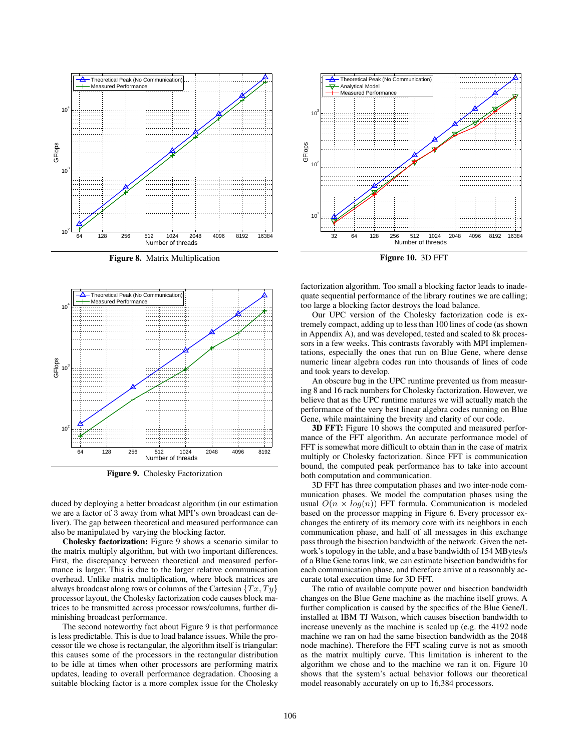Figure 8. Matrix Multiplication

Figure 10. 3D FFT

Figure 9. Cholesky Factorization

duced by deploying a better broadcast algorithm (in our estimation we are a factor of 3 away from what MPI's own broadcast can deliver). The gap between theoretical and measured performance can also be manipulated by varying the blocking factor.

**Cholesky factorization:** Figure 9 shows a scenario similar to the matrix multiply algorithm, but with two important differences. First, the discrepancy between theoretical and measured performance is larger. This is due to the larger relative communication overhead. Unlike matrix multiplication, where block matrices are always broadcast along rows or columns of the Cartesian $\{Tx, Ty\}$ processor layout, the Cholesky factorization code causes block matrices to be transmitted across processor rows/columns, further diminishing broadcast performance.

The second noteworthy fact about Figure 9 is that performance is less predictable. This is due to load balance issues. While the processor tile we chose is rectangular, the algorithm itself is triangular: this causes some of the processors in the rectangular distribution to be idle at times when other processors are performing matrix updates, leading to overall performance degradation. Choosing a suitable blocking factor is a more complex issue for the Cholesky factorization algorithm. Too small a blocking factor leads to inadequate sequential performance of the library routines we are calling; too large a blocking factor destroys the load balance.

Our UPC version of the Cholesky factorization code is extremely compact, adding up to less than 100 lines of code (as shown in Appendix A), and was developed, tested and scaled to 8k processors in a few weeks. This contrasts favorably with MPI implementations, especially the ones that run on Blue Gene, where dense numeric linear algebra codes run into thousands of lines of code and took years to develop.

An obscure bug in the UPC runtime prevented us from measuring 8 and 16 rack numbers for Cholesky factorization. However, we believe that as the UPC runtime matures we will actually match the performance of the very best linear algebra codes running on Blue Gene, while maintaining the brevity and clarity of our code.

**3D FFT:** Figure 10 shows the computed and measured performance of the FFT algorithm. An accurate performance model of FFT is somewhat more difficult to obtain than in the case of matrix multiply or Cholesky factorization. Since FFT is communication bound, the computed peak performance has to take into account both computation and communication.

3D FFT has three computation phases and two inter-node communication phases. We model the computation phases using the usual $O(n \times log(n))$ FFT formula. Communication is modeled based on the processor mapping in Figure 6. Every processor exchanges the entirety of its memory core with its neighbors in each communication phase, and half of all messages in this exchange pass through the bisection bandwidth of the network. Given the network's topology in the table, and a base bandwidth of 154 MBytes/s of a Blue Gene torus link, we can estimate bisection bandwidths for each communication phase, and therefore arrive at a reasonably accurate total execution time for 3D FFT.

The ratio of available compute power and bisection bandwidth changes on the Blue Gene machine as the machine itself grows. A further complication is caused by the specifics of the Blue Gene/L installed at IBM TJ Watson, which causes bisection bandwidth to increase unevenly as the machine is scaled up (e.g. the 4192 node machine we ran on had the same bisection bandwidth as the 2048 node machine). Therefore the FFT scaling curve is not as smooth as the matrix multiply curve. This limitation is inherent to the algorithm we chose and to the machine we ran it on. Figure 10 shows that the system's actual behavior follows our theoretical model reasonably accurately on up to 16,384 processors.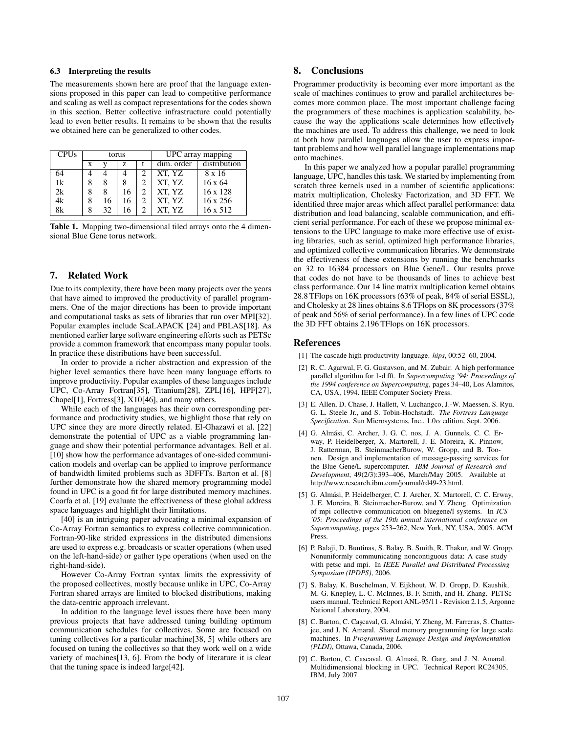### 6.3 Interpreting the results

The measurements shown here are proof that the language extensions proposed in this paper can lead to competitive performance and scaling as well as compact representations for the codes shown in this section. Better collective infrastructure could potentially lead to even better results. It remains to be shown that the results we obtained here can be generalized to other codes.

| CPUs | torus | | | | UPC array mapping | |
|---|---|---|---|---|---|---|
| | x | y | z | t | dim. order | distribution |
| 64 | 4 | 4 | 4 | 2 | XT, YZ | 8 x 16 |
| 1k | 8 | 8 | 8 | 2 | XT, YZ | 16 x 64 |
| 2k | 8 | 8 | 16 | 2 | XT, YZ | 16 x 128 |
| 4k | 8 | 16 | 16 | 2 | XT, YZ | 16 x 256 |
| 8k | 8 | 32 | 16 | 2 | XT, YZ | 16 x 512 |

**Table 1.** Mapping two-dimensional tiled arrays onto the 4 dimensional Blue Gene torus network.

## 7. Related Work

Due to its complexity, there have been many projects over the years that have aimed to improved the productivity of parallel programmers. One of the major directions has been to provide important and computational tasks as sets of libraries that run over MPI[32]. Popular examples include ScaLAPACK [24] and PBLAS[18]. As mentioned earlier large software engineering efforts such as PETSc provide a common framework that encompass many popular tools. In practice these distributions have been successful.

In order to provide a richer abstraction and expression of the higher level semantics there have been many language efforts to improve productivity. Popular examples of these languages include UPC, Co-Array Fortran[35], Titanium[28], ZPL[16], HPF[27], Chapel[1], Fortress[3], X10[46], and many others.

While each of the languages has their own corresponding performance and productivity studies, we highlight those that rely on UPC since they are more directly related. El-Ghazawi et al. [22] demonstrate the potential of UPC as a viable programming language and show their potential performance advantages. Bell et al. [10] show how the performance advantages of one-sided communication models and overlap can be applied to improve performance of bandwidth limited problems such as 3DFFTs. Barton et al. [8] further demonstrate how the shared memory programming model found in UPC is a good fit for large distributed memory machines. Coarfa et al. [19] evaluate the effectiveness of these global address space languages and highlight their limitations.

[40] is an intriguing paper advocating a minimal expansion of Co-Array Fortran semantics to express collective communication. Fortran-90-like strided expressions in the distributed dimensions are used to express e.g. broadcasts or scatter operations (when used on the left-hand-side) or gather type operations (when used on the right-hand-side).

However Co-Array Fortran syntax limits the expressivity of the proposed collectives, mostly because unlike in UPC, Co-Array Fortran shared arrays are limited to blocked distributions, making the data-centric approach irrelevant.

In addition to the language level issues there have been many previous projects that have addressed tuning building optimum communication schedules for collectives. Some are focused on tuning collectives for a particular machine[38, 5] while others are focused on tuning the collectives so that they work well on a wide variety of machines[13, 6]. From the body of literature it is clear that the tuning space is indeed large[42].

## 8. Conclusions

Programmer productivity is becoming ever more important as the scale of machines continues to grow and parallel architectures becomes more common place. The most important challenge facing the programmers of these machines is application scalability, because the way the applications scale determines how effectively the machines are used. To address this challenge, we need to look at both how parallel languages allow the user to express important problems and how well parallel language implementations map onto machines.

In this paper we analyzed how a popular parallel programming language, UPC, handles this task. We started by implementing from scratch three kernels used in a number of scientific applications: matrix multiplication, Cholesky Factorization, and 3D FFT. We identified three major areas which affect parallel performance: data distribution and load balancing, scalable communication, and efficient serial performance. For each of these we propose minimal extensions to the UPC language to make more effective use of existing libraries, such as serial, optimized high performance libraries, and optimized collective communication libraries. We demonstrate the effectiveness of these extensions by running the benchmarks on 32 to 16384 processors on Blue Gene/L. Our results prove that codes do not have to be thousands of lines to achieve best class performance. Our 14 line matrix multiplication kernel obtains 28.8 TFlops on 16K processors (63% of peak, 84% of serial ESSL), and Cholesky at 28 lines obtains 8.6 TFlops on 8K processors (37% of peak and 56% of serial performance). In a few lines of UPC code the 3D FFT obtains 2.196 TFlops on 16K processors.

## References

[1] The cascade high productivity language. *hips*, 00:52–60, 2004.

[2] R. C. Agarwal, F. G. Gustavson, and M. Zubair. A high performance parallel algorithm for 1-d fft. In *Supercomputing '94: Proceedings of the 1994 conference on Supercomputing*, pages 34–40, Los Alamitos, CA, USA, 1994. IEEE Computer Society Press.

[3] E. Allen, D. Chase, J. Hallett, V. Luchangco, J.-W. Maessen, S. Ryu, G. L. Steele Jr., and S. Tobin-Hochstadt. *The Fortress Language Specification*. Sun Microsystems, Inc., 1.0$\alpha$ edition, Sept. 2006.

[4] G. Almási, C. Archer, J. G. C. nos, J. A. Gunnels, C. C. Erway, P. Heidelberger, X. Martorell, J. E. Moreira, K. Pinnow, J. Ratterman, B. SteinmacherBurow, W. Gropp, and B. Toonen. Design and implementation of message-passing services for the Blue Gene/L supercomputer. *IBM Journal of Research and Development*, 49(2/3):393–406, March/May 2005. Available at http://www.research.ibm.com/journal/rd49-23.html.

[5] G. Almási, P. Heidelberger, C. J. Archer, X. Martorell, C. C. Erway, J. E. Moreira, B. Steinmacher-Burow, and Y. Zheng. Optimization of mpi collective communication on bluegene/l systems. In *ICS '05: Proceedings of the 19th annual international conference on Supercomputing*, pages 253–262, New York, NY, USA, 2005. ACM Press.

[6] P. Balaji, D. Buntinas, S. Balay, B. Smith, R. Thakur, and W. Gropp. Nonuniformly communicating noncontiguous data: A case study with petsc and mpi. In *IEEE Parallel and Distributed Processing Symposium (IPDPS)*, 2006.

[7] S. Balay, K. Buschelman, V. Eijkhout, W. D. Gropp, D. Kaushik, M. G. Knepley, L. C. McInnes, B. F. Smith, and H. Zhang. PETSc users manual. Technical Report ANL-95/11 - Revision 2.1.5, Argonne National Laboratory, 2004.

[8] C. Barton, C. Caşcaval, G. Almási, Y. Zheng, M. Farreras, S. Chatterjee, and J. N. Amaral. Shared memory programming for large scale machines. In *Programming Language Design and Implementation (PLDI)*, Ottawa, Canada, 2006.

[9] C. Barton, C. Cascaval, G. Almasi, R. Garg, and J. N. Amaral. Multidimensional blocking in UPC. Technical Report RC24305, IBM, July 2007.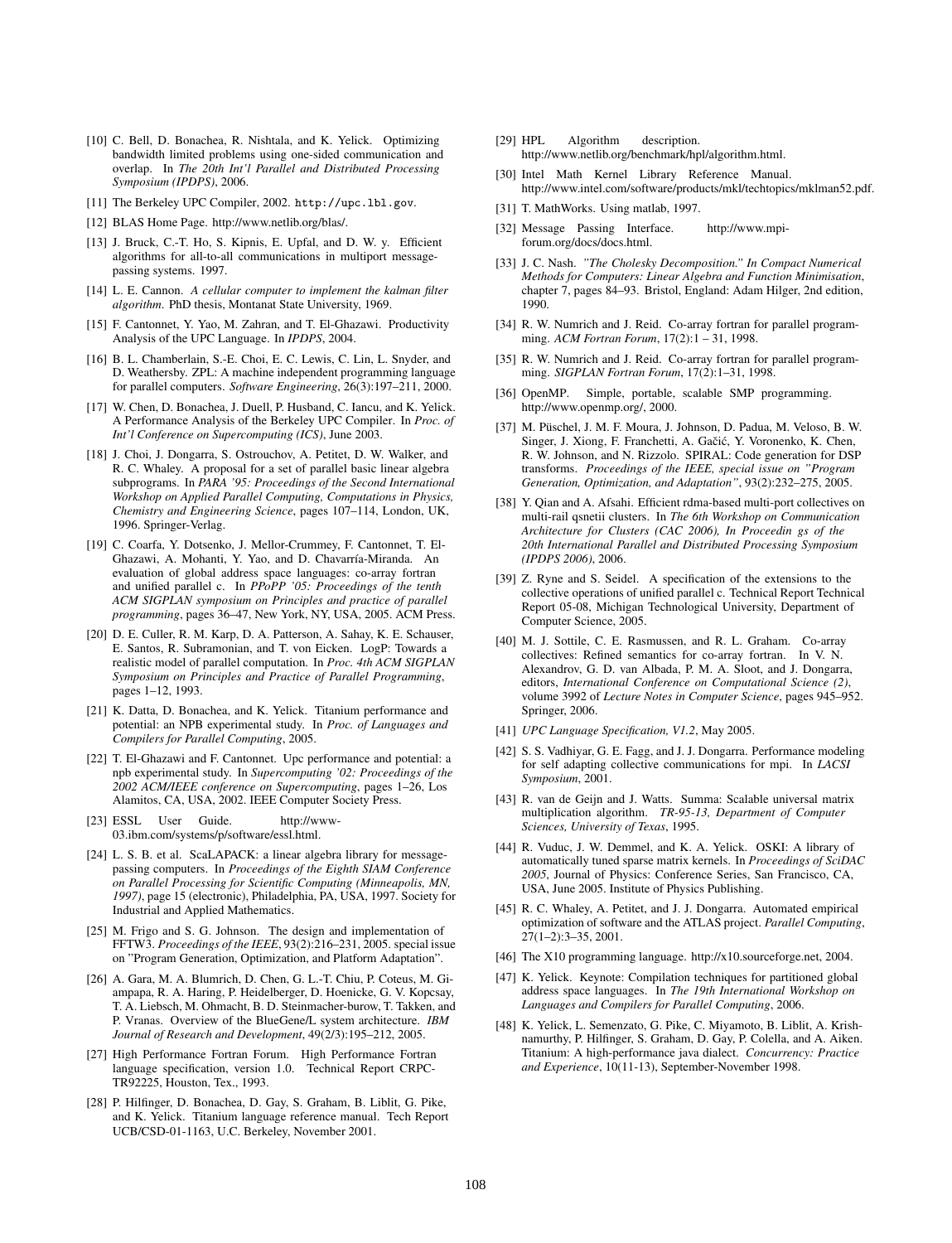[10] C. Bell, D. Bonachea, R. Nishtala, and K. Yelick. Optimizing bandwidth limited problems using one-sided communication and overlap. In *The 20th Int'l Parallel and Distributed Processing Symposium (IPDPS)*, 2006.

[11] The Berkeley UPC Compiler, 2002. `http://upc.lbl.gov`.

[12] BLAS Home Page. http://www.netlib.org/blas/.

[13] J. Bruck, C.-T. Ho, S. Kipnis, E. Upfal, and D. W. y. Efficient algorithms for all-to-all communications in multiport message-passing systems. 1997.

[14] L. E. Cannon. *A cellular computer to implement the kalman filter algorithm*. PhD thesis, Montanat State University, 1969.

[15] F. Cantonnet, Y. Yao, M. Zahran, and T. El-Ghazawi. Productivity Analysis of the UPC Language. In *IPDPS*, 2004.

[16] B. L. Chamberlain, S.-E. Choi, E. C. Lewis, C. Lin, L. Snyder, and D. Weathersby. ZPL: A machine independent programming language for parallel computers. *Software Engineering*, 26(3):197–211, 2000.

[17] W. Chen, D. Bonachea, J. Duell, P. Husband, C. Iancu, and K. Yelick. A Performance Analysis of the Berkeley UPC Compiler. In *Proc. of Int'l Conference on Supercomputing (ICS)*, June 2003.

[18] J. Choi, J. Dongarra, S. Ostrouchov, A. Petitet, D. W. Walker, and R. C. Whaley. A proposal for a set of parallel basic linear algebra subprograms. In *PARA '95: Proceedings of the Second International Workshop on Applied Parallel Computing, Computations in Physics, Chemistry and Engineering Science*, pages 107–114, London, UK, 1996. Springer-Verlag.

[19] C. Coarfa, Y. Dotsenko, J. Mellor-Crummey, F. Cantonnet, T. El-Ghazawi, A. Mohanti, Y. Yao, and D. Chavarría-Miranda. An evaluation of global address space languages: co-array fortran and unified parallel c. In *PPoPP '05: Proceedings of the tenth ACM SIGPLAN symposium on Principles and practice of parallel programming*, pages 36–47, New York, NY, USA, 2005. ACM Press.

[20] D. E. Culler, R. M. Karp, D. A. Patterson, A. Sahay, K. E. Schauser, E. Santos, R. Subramonian, and T. von Eicken. LogP: Towards a realistic model of parallel computation. In *Proc. 4th ACM SIGPLAN Symposium on Principles and Practice of Parallel Programming*, pages 1–12, 1993.

[21] K. Datta, D. Bonachea, and K. Yelick. Titanium performance and potential: an NPB experimental study. In *Proc. of Languages and Compilers for Parallel Computing*, 2005.

[22] T. El-Ghazawi and F. Cantonnet. Upc performance and potential: a npb experimental study. In *Supercomputing '02: Proceedings of the 2002 ACM/IEEE conference on Supercomputing*, pages 1–26, Los Alamitos, CA, USA, 2002. IEEE Computer Society Press.

[23] ESSL User Guide. http://www-03.ibm.com/systems/p/software/essl.html.

[24] L. S. B. et al. ScaLAPACK: a linear algebra library for message-passing computers. In *Proceedings of the Eighth SIAM Conference on Parallel Processing for Scientific Computing (Minneapolis, MN, 1997)*, page 15 (electronic), Philadelphia, PA, USA, 1997. Society for Industrial and Applied Mathematics.

[25] M. Frigo and S. G. Johnson. The design and implementation of FFTW3. *Proceedings of the IEEE*, 93(2):216–231, 2005. special issue on "Program Generation, Optimization, and Platform Adaptation".

[26] A. Gara, M. A. Blumrich, D. Chen, G. L.-T. Chiu, P. Coteus, M. Giampapa, R. A. Haring, P. Heidelberger, D. Hoenicke, G. V. Kopcsay, T. A. Liebsch, M. Ohmacht, B. D. Steinmacher-burow, T. Takken, and P. Vranas. Overview of the BlueGene/L system architecture. *IBM Journal of Research and Development*, 49(2/3):195–212, 2005.

[27] High Performance Fortran Forum. High Performance Fortran language specification, version 1.0. Technical Report CRPC-TR92225, Houston, Tex., 1993.

[28] P. Hilfinger, D. Bonachea, D. Gay, S. Graham, B. Liblit, G. Pike, and K. Yelick. Titanium language reference manual. Tech Report UCB/CSD-01-1163, U.C. Berkeley, November 2001.

[29] HPL Algorithm description. http://www.netlib.org/benchmark/hpl/algorithm.html.

[30] Intel Math Kernel Library Reference Manual. http://www.intel.com/software/products/mkl/techtopics/mklman52.pdf.

[31] T. MathWorks. Using matlab, 1997.

[32] Message Passing Interface. http://www.mpi-forum.org/docs/docs.html.

[33] J. C. Nash. *"The Cholesky Decomposition." In Compact Numerical Methods for Computers: Linear Algebra and Function Minimisation*, chapter 7, pages 84–93. Bristol, England: Adam Hilger, 2nd edition, 1990.

[34] R. W. Numrich and J. Reid. Co-array fortran for parallel programming. *ACM Fortran Forum*, 17(2):1 – 31, 1998.

[35] R. W. Numrich and J. Reid. Co-array fortran for parallel programming. *SIGPLAN Fortran Forum*, 17(2):1–31, 1998.

[36] OpenMP. Simple, portable, scalable SMP programming. http://www.openmp.org/, 2000.

[37] M. Püschel, J. M. F. Moura, J. Johnson, D. Padua, M. Veloso, B. W. Singer, J. Xiong, F. Franchetti, A. Gačić, Y. Voronenko, K. Chen, R. W. Johnson, and N. Rizzolo. SPIRAL: Code generation for DSP transforms. *Proceedings of the IEEE, special issue on "Program Generation, Optimization, and Adaptation"*, 93(2):232–275, 2005.

[38] Y. Qian and A. Afsahi. Efficient rdma-based multi-port collectives on multi-rail qsnetii clusters. In *The 6th Workshop on Communication Architecture for Clusters (CAC 2006), In Proceedin gs of the 20th International Parallel and Distributed Processing Symposium (IPDPS 2006)*, 2006.

[39] Z. Ryne and S. Seidel. A specification of the extensions to the collective operations of unified parallel c. Technical Report Technical Report 05-08, Michigan Technological University, Department of Computer Science, 2005.

[40] M. J. Sottile, C. E. Rasmussen, and R. L. Graham. Co-array collectives: Refined semantics for co-array fortran. In V. N. Alexandrov, G. D. van Albada, P. M. A. Sloot, and J. Dongarra, editors, *International Conference on Computational Science (2)*, volume 3992 of *Lecture Notes in Computer Science*, pages 945–952. Springer, 2006.

[41] *UPC Language Specification, V1.2*, May 2005.

[42] S. S. Vadhiyar, G. E. Fagg, and J. J. Dongarra. Performance modeling for self adapting collective communications for mpi. In *LACSI Symposium*, 2001.

[43] R. van de Geijn and J. Watts. Summa: Scalable universal matrix multiplication algorithm. *TR-95-13, Department of Computer Sciences, University of Texas*, 1995.

[44] R. Vuduc, J. W. Demmel, and K. A. Yelick. OSKI: A library of automatically tuned sparse matrix kernels. In *Proceedings of SciDAC 2005*, Journal of Physics: Conference Series, San Francisco, CA, USA, June 2005. Institute of Physics Publishing.

[45] R. C. Whaley, A. Petitet, and J. J. Dongarra. Automated empirical optimization of software and the ATLAS project. *Parallel Computing*, 27(1–2):3–35, 2001.

[46] The X10 programming language. http://x10.sourceforge.net, 2004.

[47] K. Yelick. Keynote: Compilation techniques for partitioned global address space languages. In *The 19th International Workshop on Languages and Compilers for Parallel Computing*, 2006.

[48] K. Yelick, L. Semenzato, G. Pike, C. Miyamoto, B. Liblit, A. Krishnamurthy, P. Hilfinger, S. Graham, D. Gay, P. Colella, and A. Aiken. Titanium: A high-performance java dialect. *Concurrency: Practice and Experience*, 10(11-13), September-November 1998.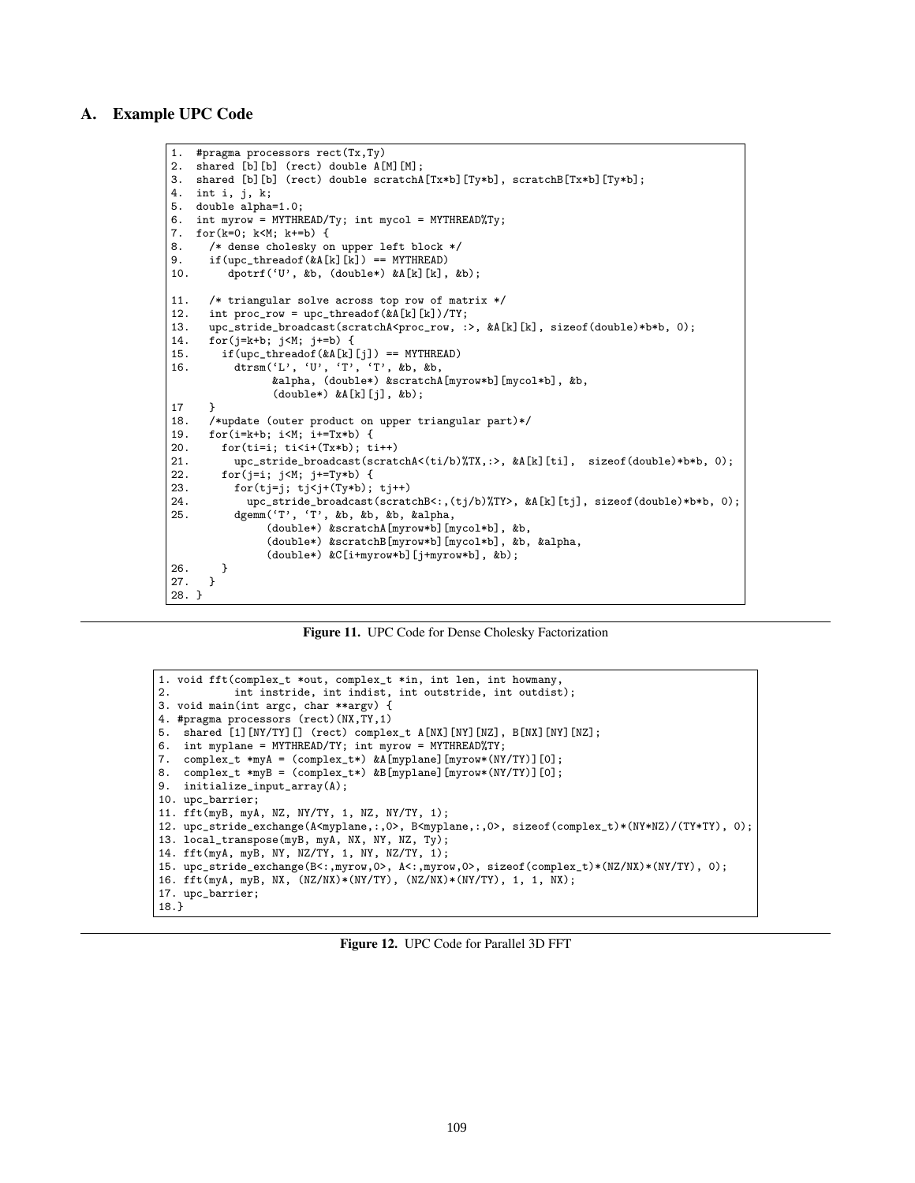## A. Example UPC Code

```
1.  #pragma processors rect(Tx,Ty)
2.  shared [b][b] (rect) double A[M][M];
3.  shared [b][b] (rect) double scratchA[Tx*b][Ty*b], scratchB[Tx*b][Ty*b];
4.  int i, j, k;
5.  double alpha=1.0;
6.  int myrow = MYTHREAD/Ty; int mycol = MYTHREAD%Ty;
7.  for(k=0; k<M; k+=b) {
8.     /* dense cholesky on upper left block */
9.     if(upc_threadof(&A[k][k]) == MYTHREAD)
10.       dpotrf('U', &b, (double*) &A[k][k], &b);

11.    /* triangular solve across top row of matrix */
12.    int proc_row = upc_threadof(&A[k][k])/TY;
13.    upc_stride_broadcast(scratchA<proc_row, :>, &A[k][k], sizeof(double)*b*b, 0);
14.    for(j=k+b; j<M; j+=b) {
15.      if(upc_threadof(&A[k][j]) == MYTHREAD)
16.        dtrsm('L', 'U', 'T', 'T', &b, &b,
                &alpha, (double*) &scratchA[myrow*b][mycol*b], &b,
                (double*) &A[k][j], &b);
17     }
18.    /*update (outer product on upper triangular part)*/
19.    for(i=k+b; i<M; i+=Tx*b) {
20.      for(ti=i; ti<i+(Tx*b); ti++)
21.        upc_stride_broadcast(scratchA<(ti/b)%TX,:>, &A[k][ti],  sizeof(double)*b*b, 0);
22.      for(j=i; j<M; j+=Ty*b) {
23.        for(tj=j; tj<j+(Ty*b); tj++)
24.          upc_stride_broadcast(scratchB<:,(tj/b)%TY>, &A[k][tj], sizeof(double)*b*b, 0);
25.        dgemm('T', 'T', &b, &b, &b, &alpha,
               (double*) &scratchA[myrow*b][mycol*b], &b,
               (double*) &scratchB[myrow*b][mycol*b], &b, &alpha,
               (double*) &C[i+myrow*b][j+myrow*b], &b);
26.      }
27.    }
28. }
```

**Figure 11.** UPC Code for Dense Cholesky Factorization

```
1. void fft(complex_t *out, complex_t *in, int len, int howmany,
2.          int instride, int indist, int outstride, int outdist);
3. void main(int argc, char **argv) {
4. #pragma processors (rect)(NX,TY,1)
5.  shared [1][NY/TY][] (rect) complex_t A[NX][NY][NZ], B[NX][NY][NZ];
6.  int myplane = MYTHREAD/TY; int myrow = MYTHREAD%TY;
7.  complex_t *myA = (complex_t*) &A[myplane][myrow*(NY/TY)][0];
8.  complex_t *myB = (complex_t*) &B[myplane][myrow*(NY/TY)][0];
9.  initialize_input_array(A);
10. upc_barrier;
11. fft(myB, myA, NZ, NY/TY, 1, NZ, NY/TY, 1);
12. upc_stride_exchange(A<myplane,:,0>, B<myplane,:,0>, sizeof(complex_t)*(NY*NZ)/(TY*TY), 0);
13. local_transpose(myB, myA, NX, NY, NZ, Ty);
14. fft(myA, myB, NY, NZ/TY, 1, NY, NZ/TY, 1);
15. upc_stride_exchange(B<:,myrow,0>, A<:,myrow,0>, sizeof(complex_t)*(NZ/NX)*(NY/TY), 0);
16. fft(myA, myB, NX, (NZ/NX)*(NY/TY), (NZ/NX)*(NY/TY), 1, 1, NX);
17. upc_barrier;
18.}
```

**Figure 12.** UPC Code for Parallel 3D FFT